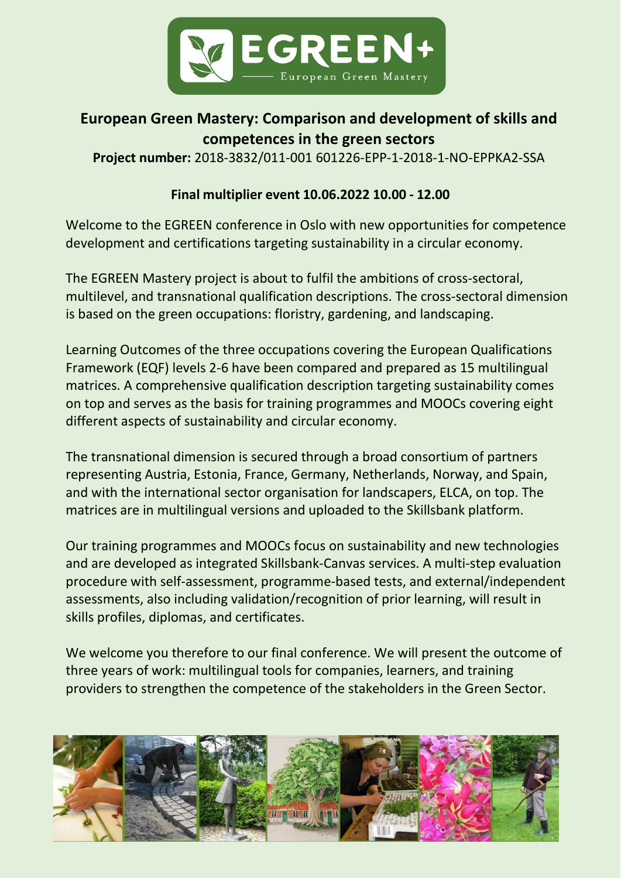EGREEN+

European Green Mastery

# European Green Mastery: Comparison and development of skills and competences in the green sectors

**Project number:** 2018-3832/011-001 601226-EPP-1-2018-1-NO-EPPKA2-SSA

**Final multiplier event 10.06.2022 10.00 - 12.00**

Welcome to the EGREEN conference in Oslo with new opportunities for competence development and certifications targeting sustainability in a circular economy.

The EGREEN Mastery project is about to fulfil the ambitions of cross-sectoral, multilevel, and transnational qualification descriptions. The cross-sectoral dimension is based on the green occupations: floristry, gardening, and landscaping.

Learning Outcomes of the three occupations covering the European Qualifications Framework (EQF) levels 2-6 have been compared and prepared as 15 multilingual matrices. A comprehensive qualification description targeting sustainability comes on top and serves as the basis for training programmes and MOOCs covering eight different aspects of sustainability and circular economy.

The transnational dimension is secured through a broad consortium of partners representing Austria, Estonia, France, Germany, Netherlands, Norway, and Spain, and with the international sector organisation for landscapers, ELCA, on top. The matrices are in multilingual versions and uploaded to the Skillsbank platform.

Our training programmes and MOOCs focus on sustainability and new technologies and are developed as integrated Skillsbank-Canvas services. A multi-step evaluation procedure with self-assessment, programme-based tests, and external/independent assessments, also including validation/recognition of prior learning, will result in skills profiles, diplomas, and certificates.

We welcome you therefore to our final conference. We will present the outcome of three years of work: multilingual tools for companies, learners, and training providers to strengthen the competence of the stakeholders in the Green Sector.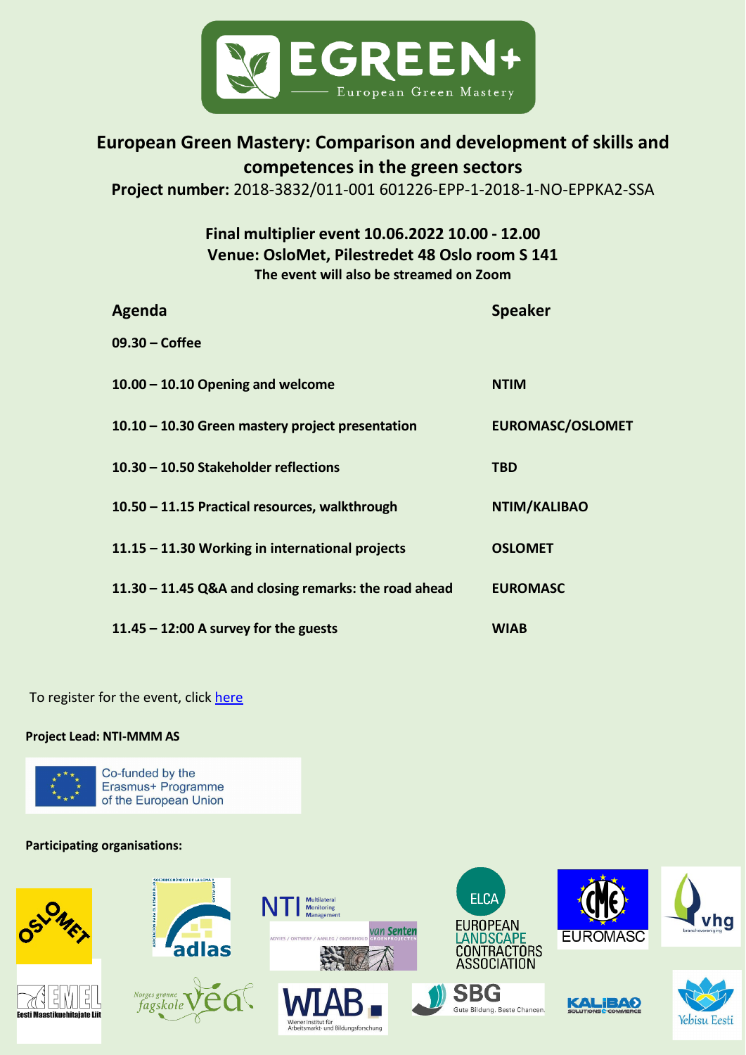EGREEN+

European Green Mastery

# European Green Mastery: Comparison and development of skills and competences in the green sectors

**Project number:** 2018-3832/011-001 601226-EPP-1-2018-1-NO-EPPKA2-SSA

**Final multiplier event 10.06.2022 10.00 - 12.00**

**Venue: OsloMet, Pilestredet 48 Oslo room S 141**

**The event will also be streamed on Zoom**

| Agenda | Speaker |
|---|---|
| 09.30 – Coffee | |
| 10.00 – 10.10 Opening and welcome | NTIM |
| 10.10 – 10.30 Green mastery project presentation | EUROMASC/OSLOMET |
| 10.30 – 10.50 Stakeholder reflections | TBD |
| 10.50 – 11.15 Practical resources, walkthrough | NTIM/KALIBAO |
| 11.15 – 11.30 Working in international projects | OSLOMET |
| 11.30 – 11.45 Q&A and closing remarks: the road ahead | EUROMASC |
| 11.45 – 12:00 A survey for the guests | WIAB |

To register for the event, click here

**Project Lead: NTI-MMM AS**

Co-funded by the Erasmus+ Programme of the European Union

**Participating organisations:**

OSLOMET, adlas, NTI Multilateral Monitoring Management, van Senten Groenprojecten, ELCA European Landscape Contractors Association, EUROMASC, vhg branchevereniging, EMEL Eesti Maastikuehitajate Liit, Norges grønne fagskole Vea, WIAB Wiener Institut für Arbeitsmarkt- und Bildungsforschung, SBG Gute Bildung. Beste Chancen., KALIBAO Solutions e-commerce, Yebisu Eesti